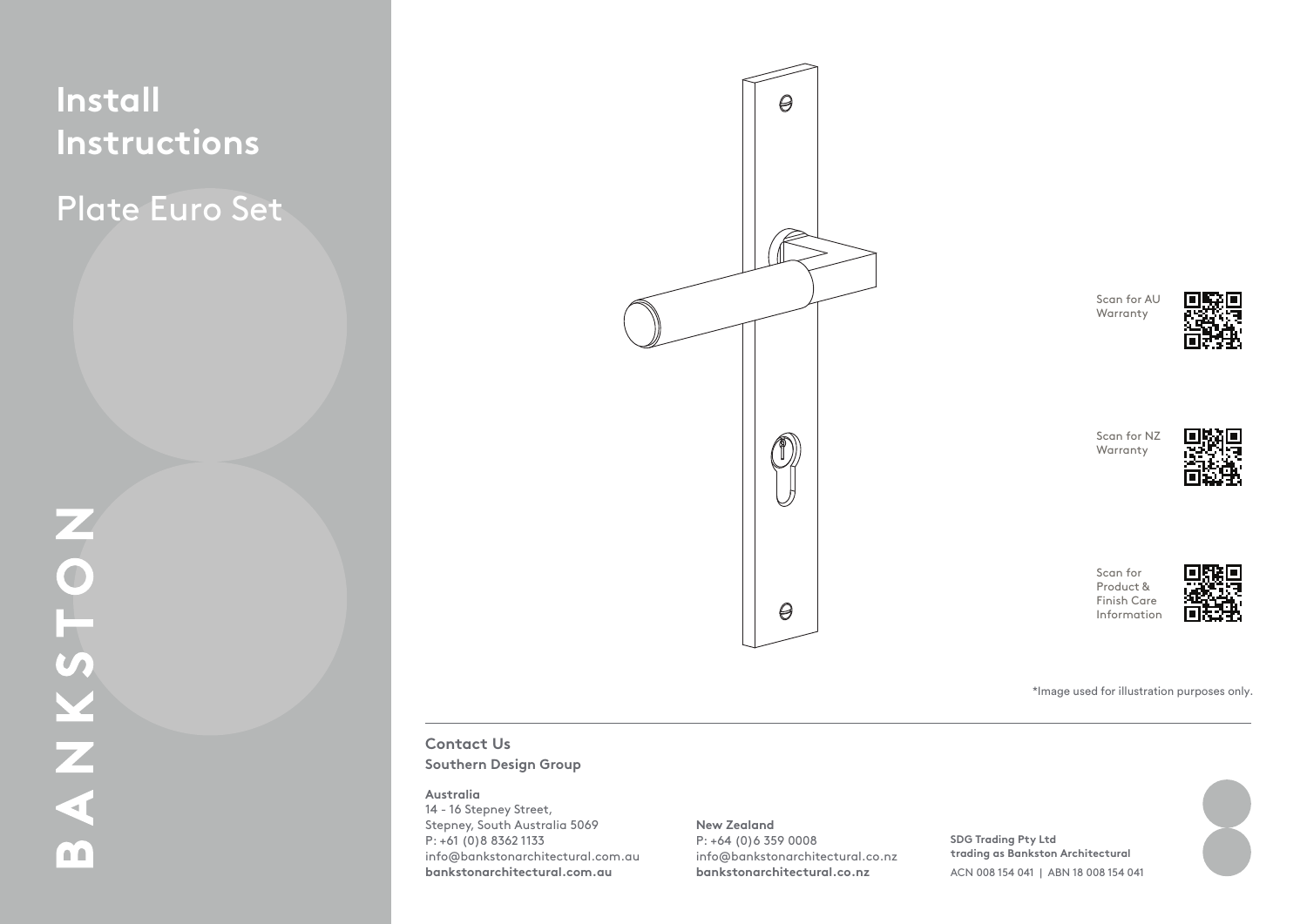# Install Instructions

## Plate Euro Set

BANKSTON

Scan for AU Warranty

Scan for NZ Warranty

Scan for Product & Finish Care Information

*Image used for illustration purposes only.

**Contact Us**

**Southern Design Group**

**Australia**
14 - 16 Stepney Street,
Stepney, South Australia 5069
P: +61 (0)8 8362 1133
info@bankstonarchitectural.com.au
**bankstonarchitectural.com.au**

**New Zealand**
P: +64 (0)6 359 0008
info@bankstonarchitectural.co.nz
**bankstonarchitectural.co.nz**

**SDG Trading Pty Ltd**
**trading as Bankston Architectural**
ACN 008 154 041 | ABN 18 008 154 041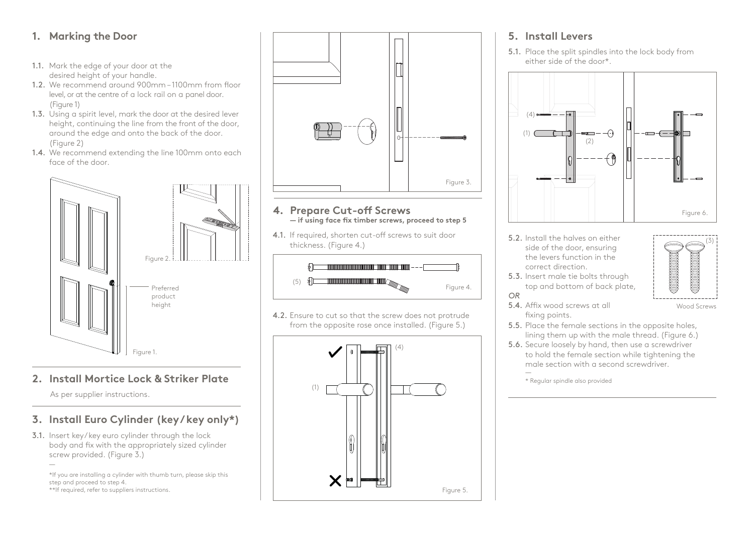## 1. Marking the Door

1.1. Mark the edge of your door at the desired height of your handle.

1.2. We recommend around 900mm – 1100mm from floor level, or at the centre of a lock rail on a panel door. (Figure 1)

1.3. Using a spirit level, mark the door at the desired lever height, continuing the line from the front of the door, around the edge and onto the back of the door. (Figure 2)

1.4. We recommend extending the line 100mm onto each face of the door.

Figure 2.

Preferred product height

Figure 1.

## 2. Install Mortice Lock & Striker Plate

As per supplier instructions.

## 3. Install Euro Cylinder (key / key only*)

3.1. Insert key / key euro cylinder through the lock body and fix with the appropriately sized cylinder screw provided. (Figure 3.)

—

*If you are installing a cylinder with thumb turn, please skip this step and proceed to step 4.
**If required, refer to suppliers instructions.

Figure 3.

## 4. Prepare Cut-off Screws

**— if using face fix timber screws, proceed to step 5**

4.1. If required, shorten cut-off screws to suit door thickness. (Figure 4.)

(5)

Figure 4.

4.2. Ensure to cut so that the screw does not protrude from the opposite rose once installed. (Figure 5.)

(4)

(1)

Figure 5.

## 5. Install Levers

5.1. Place the split spindles into the lock body from either side of the door*.

(4)

(1)

(2)

Figure 6.

5.2. Install the halves on either side of the door, ensuring the levers function in the correct direction.

5.3. Insert male tie bolts through top and bottom of back plate,

*OR*

5.4. Affix wood screws at all fixing points.

(3)

Wood Screws

5.5. Place the female sections in the opposite holes, lining them up with the male thread. (Figure 6.)

5.6. Secure loosely by hand, then use a screwdriver to hold the female section while tightening the male section with a second screwdriver.

—

* Regular spindle also provided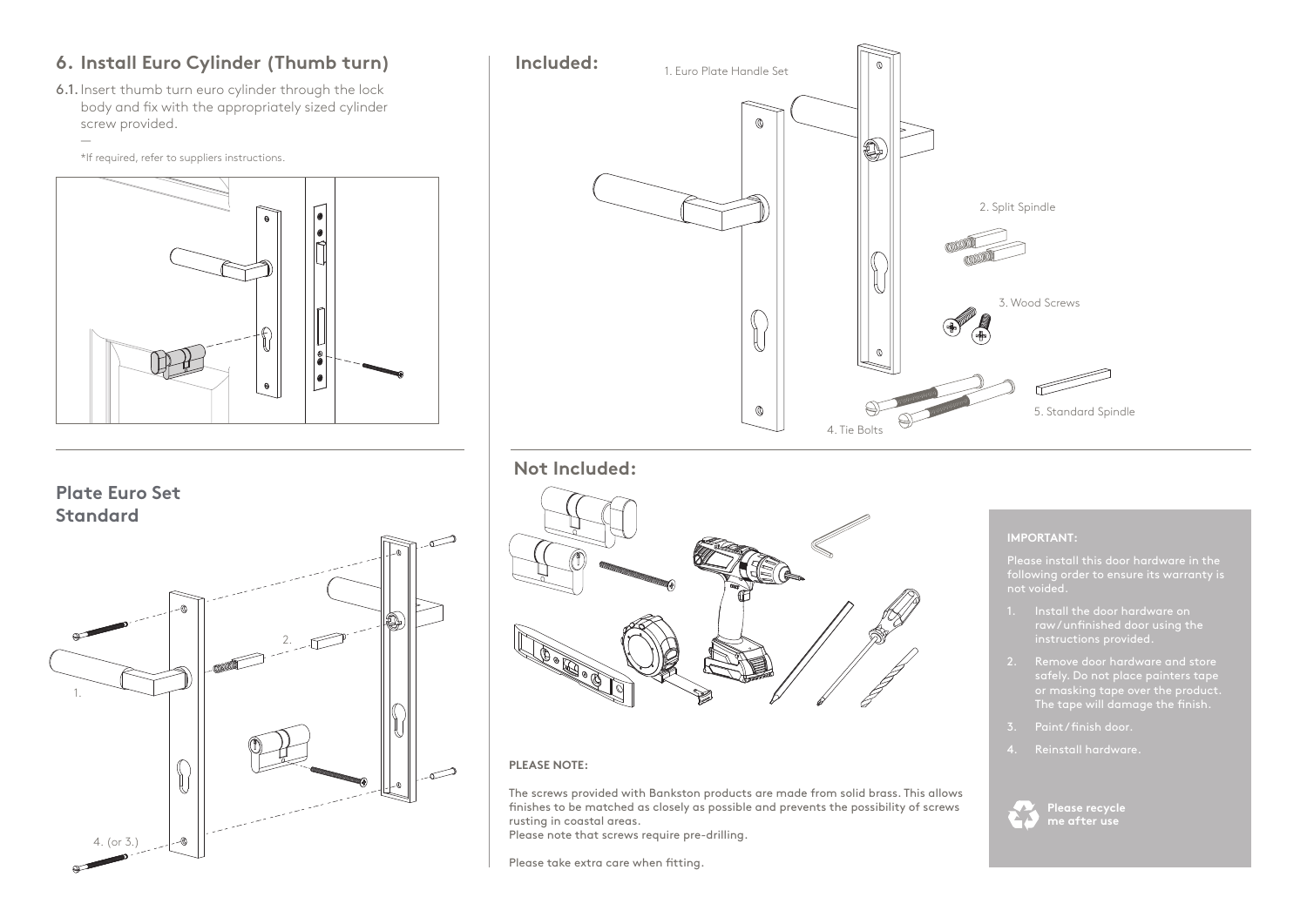## 6. Install Euro Cylinder (Thumb turn)

6.1. Insert thumb turn euro cylinder through the lock body and fix with the appropriately sized cylinder screw provided.

—

*If required, refer to suppliers instructions.

## Plate Euro Set Standard

1.

2.

4. (or 3.)

## Included:

1. Euro Plate Handle Set

2. Split Spindle

3. Wood Screws

4. Tie Bolts

5. Standard Spindle

## Not Included:

**PLEASE NOTE:**

The screws provided with Bankston products are made from solid brass. This allows finishes to be matched as closely as possible and prevents the possibility of screws rusting in coastal areas.
Please note that screws require pre-drilling.

Please take extra care when fitting.

**IMPORTANT:**

Please install this door hardware in the following order to ensure its warranty is not voided.

1. Install the door hardware on raw/unfinished door using the instructions provided.
2. Remove door hardware and store safely. Do not place painters tape or masking tape over the product. The tape will damage the finish.
3. Paint/finish door.
4. Reinstall hardware.

**Please recycle me after use**